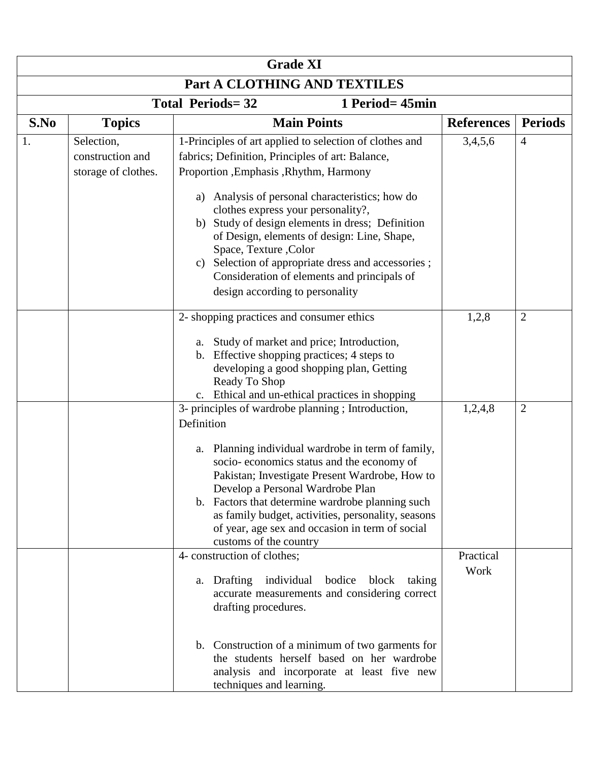| Grade XI | | | | |
|---|---|---|---|---|
| **Part A CLOTHING AND TEXTILES** | | | | |
| **Total Periods= 32 &nbsp;&nbsp;&nbsp;&nbsp;&nbsp;&nbsp; 1 Period= 45min** | | | | |
| **S.No** | **Topics** | **Main Points** | **References** | **Periods** |
| 1. | Selection, construction and storage of clothes. | 1-Principles of art applied to selection of clothes and fabrics; Definition, Principles of art: Balance, Proportion ,Emphasis ,Rhythm, Harmony<br>a) Analysis of personal characteristics; how do clothes express your personality?,<br>b) Study of design elements in dress; Definition of Design, elements of design: Line, Shape, Space, Texture ,Color<br>c) Selection of appropriate dress and accessories ; Consideration of elements and principals of design according to personality | 3,4,5,6 | 4 |
| | | 2- shopping practices and consumer ethics<br>a. Study of market and price; Introduction,<br>b. Effective shopping practices; 4 steps to developing a good shopping plan, Getting Ready To Shop<br>c. Ethical and un-ethical practices in shopping | 1,2,8 | 2 |
| | | 3- principles of wardrobe planning ; Introduction, Definition<br>a. Planning individual wardrobe in term of family, socio- economics status and the economy of Pakistan; Investigate Present Wardrobe, How to Develop a Personal Wardrobe Plan<br>b. Factors that determine wardrobe planning such as family budget, activities, personality, seasons of year, age sex and occasion in term of social customs of the country | 1,2,4,8 | 2 |
| | | 4- construction of clothes;<br>a. Drafting individual bodice block taking accurate measurements and considering correct drafting procedures.<br>b. Construction of a minimum of two garments for the students herself based on her wardrobe analysis and incorporate at least five new techniques and learning. | Practical Work | |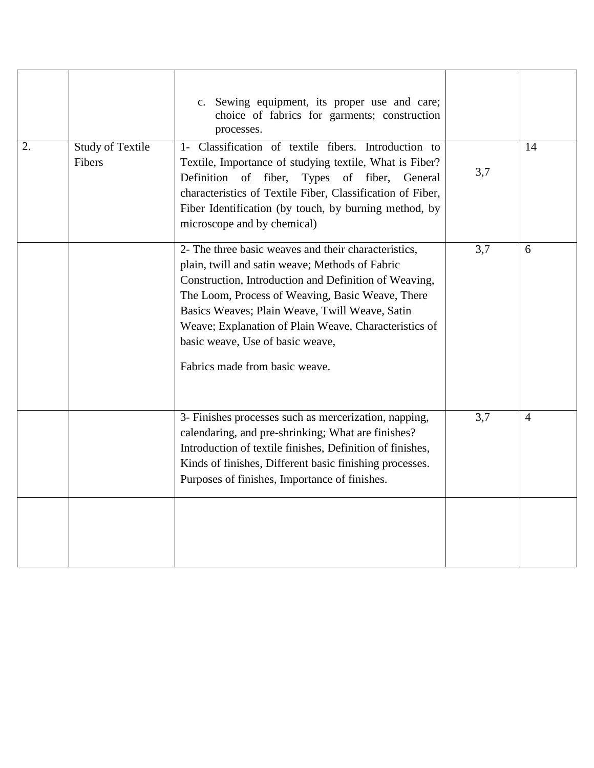| | | | | |
|---|---|---|---|---|
| | | c. Sewing equipment, its proper use and care; choice of fabrics for garments; construction processes. | | |
| 2. | Study of Textile Fibers | 1- Classification of textile fibers. Introduction to Textile, Importance of studying textile, What is Fiber? Definition of fiber, Types of fiber, General characteristics of Textile Fiber, Classification of Fiber, Fiber Identification (by touch, by burning method, by microscope and by chemical) | 3,7 | 14 |
| | | 2- The three basic weaves and their characteristics, plain, twill and satin weave; Methods of Fabric Construction, Introduction and Definition of Weaving, The Loom, Process of Weaving, Basic Weave, There Basics Weaves; Plain Weave, Twill Weave, Satin Weave; Explanation of Plain Weave, Characteristics of basic weave, Use of basic weave, Fabrics made from basic weave. | 3,7 | 6 |
| | | 3- Finishes processes such as mercerization, napping, calendaring, and pre-shrinking; What are finishes? Introduction of textile finishes, Definition of finishes, Kinds of finishes, Different basic finishing processes. Purposes of finishes, Importance of finishes. | 3,7 | 4 |
| | | | | |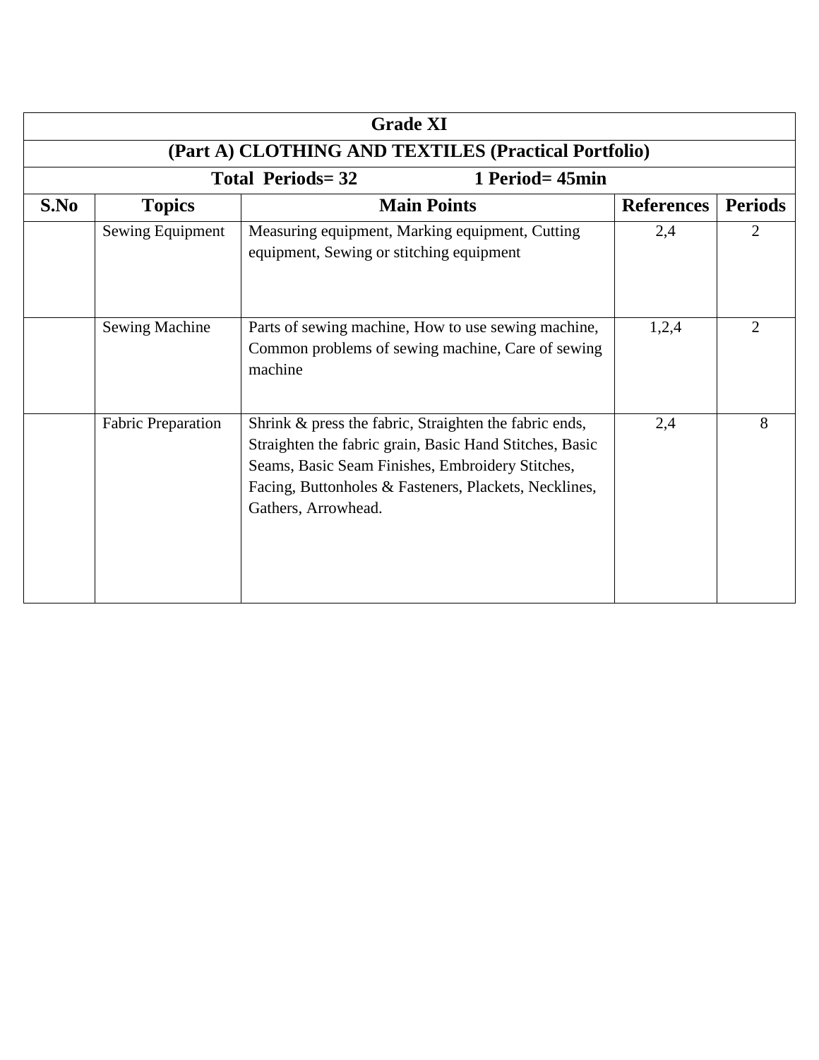| Grade XI | | | | |
|---|---|---|---|---|
| **(Part A) CLOTHING AND TEXTILES (Practical Portfolio)** | | | | |
| **Total Periods= 32 1 Period= 45min** | | | | |
| **S.No** | **Topics** | **Main Points** | **References** | **Periods** |
| | Sewing Equipment | Measuring equipment, Marking equipment, Cutting equipment, Sewing or stitching equipment | 2,4 | 2 |
| | Sewing Machine | Parts of sewing machine, How to use sewing machine, Common problems of sewing machine, Care of sewing machine | 1,2,4 | 2 |
| | Fabric Preparation | Shrink & press the fabric, Straighten the fabric ends, Straighten the fabric grain, Basic Hand Stitches, Basic Seams, Basic Seam Finishes, Embroidery Stitches, Facing, Buttonholes & Fasteners, Plackets, Necklines, Gathers, Arrowhead. | 2,4 | 8 |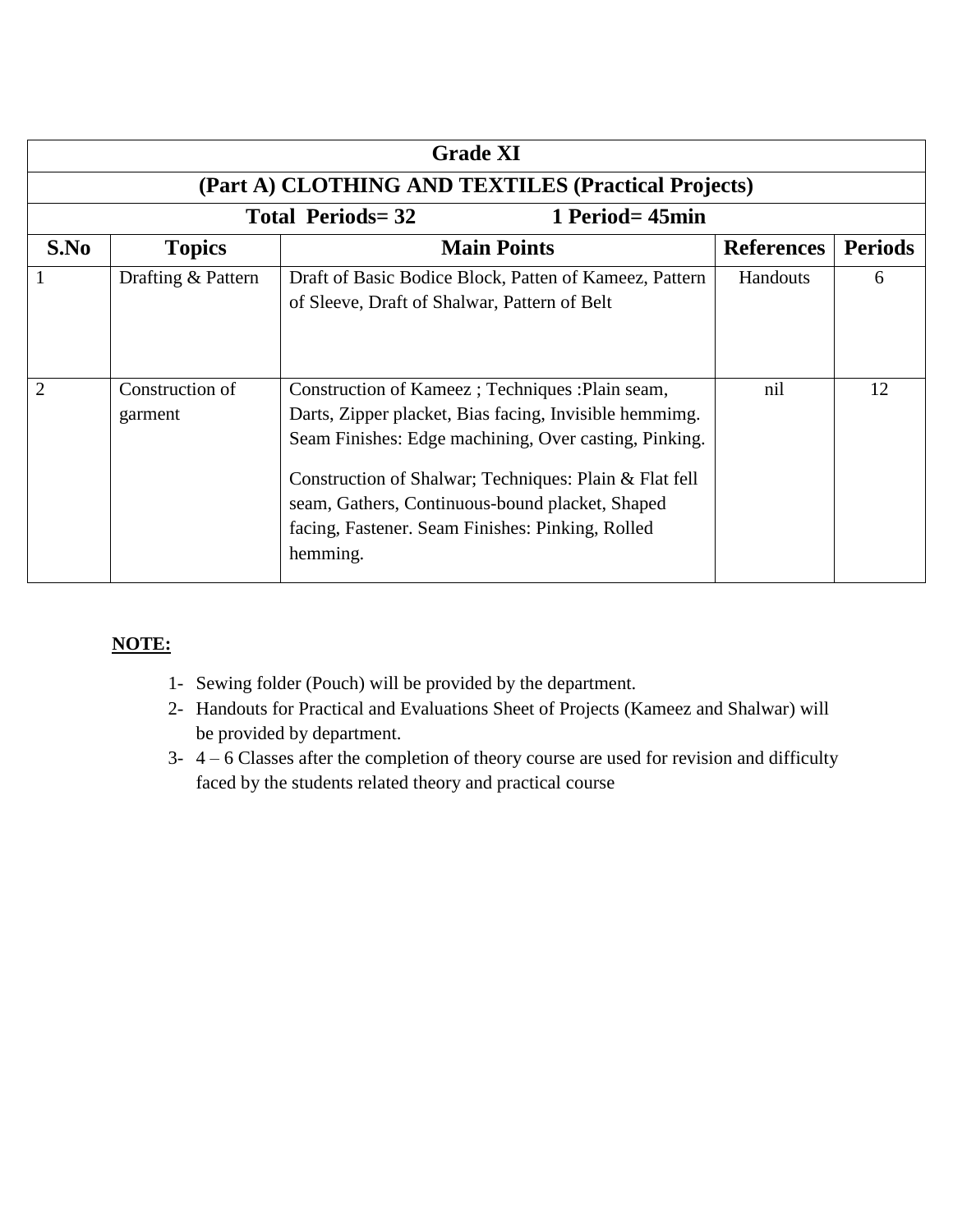| Grade XI | | | | |
|---|---|---|---|---|
| **(Part A) CLOTHING AND TEXTILES (Practical Projects)** | | | | |
| **Total Periods= 32 &nbsp;&nbsp;&nbsp;&nbsp; 1 Period= 45min** | | | | |
| **S.No** | **Topics** | **Main Points** | **References** | **Periods** |
| 1 | Drafting & Pattern | Draft of Basic Bodice Block, Patten of Kameez, Pattern of Sleeve, Draft of Shalwar, Pattern of Belt | Handouts | 6 |
| 2 | Construction of garment | Construction of Kameez ; Techniques :Plain seam, Darts, Zipper placket, Bias facing, Invisible hemmimg. Seam Finishes: Edge machining, Over casting, Pinking.<br><br>Construction of Shalwar; Techniques: Plain & Flat fell seam, Gathers, Continuous-bound placket, Shaped facing, Fastener. Seam Finishes: Pinking, Rolled hemming. | nil | 12 |

**NOTE:**

1- Sewing folder (Pouch) will be provided by the department.

2- Handouts for Practical and Evaluations Sheet of Projects (Kameez and Shalwar) will be provided by department.

3- 4 – 6 Classes after the completion of theory course are used for revision and difficulty faced by the students related theory and practical course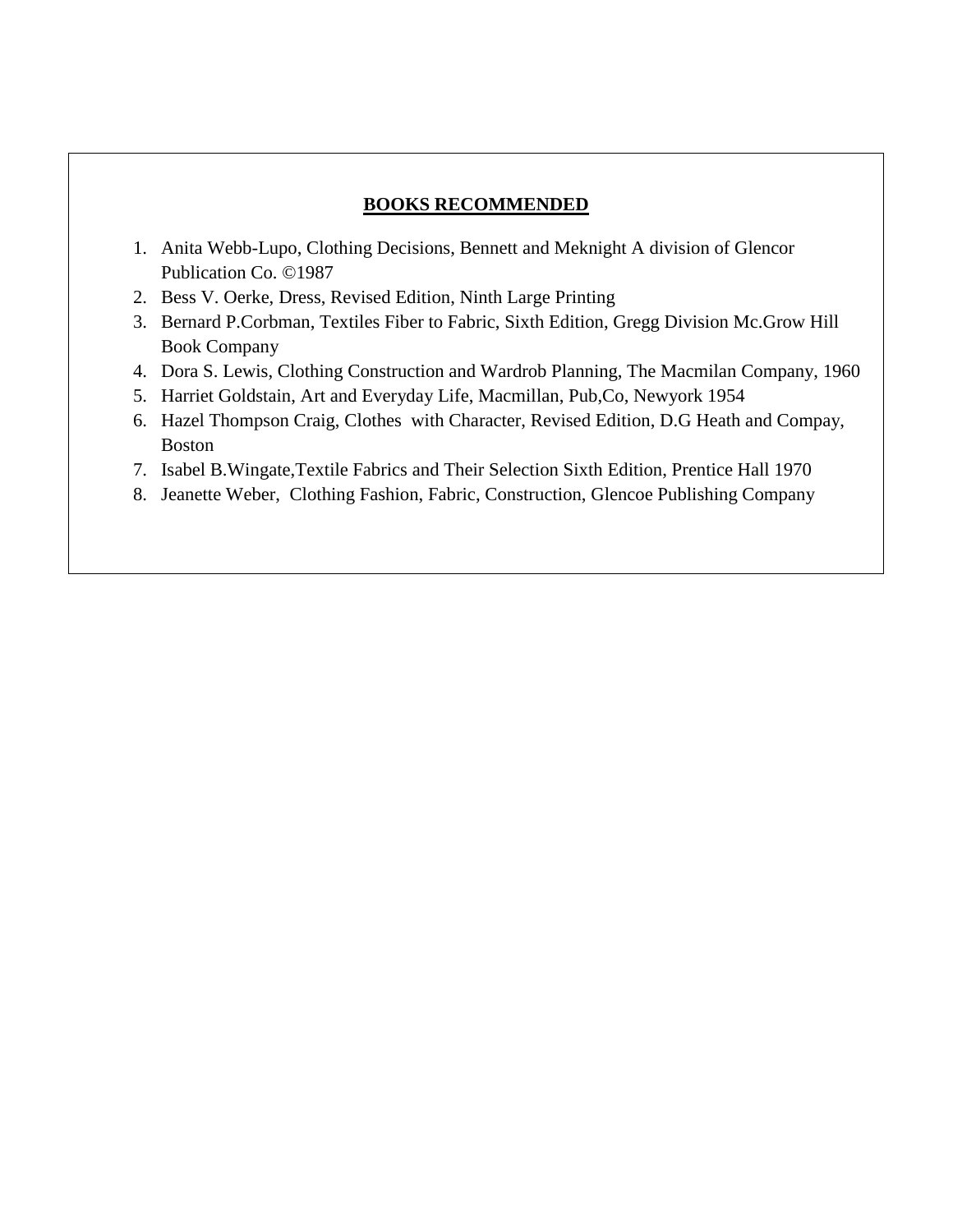**BOOKS RECOMMENDED**

1. Anita Webb-Lupo, Clothing Decisions, Bennett and Meknight A division of Glencor Publication Co. ©1987
2. Bess V. Oerke, Dress, Revised Edition, Ninth Large Printing
3. Bernard P.Corbman, Textiles Fiber to Fabric, Sixth Edition, Gregg Division Mc.Grow Hill Book Company
4. Dora S. Lewis, Clothing Construction and Wardrob Planning, The Macmilan Company, 1960
5. Harriet Goldstain, Art and Everyday Life, Macmillan, Pub,Co, Newyork 1954
6. Hazel Thompson Craig, Clothes with Character, Revised Edition, D.G Heath and Compay, Boston
7. Isabel B.Wingate,Textile Fabrics and Their Selection Sixth Edition, Prentice Hall 1970
8. Jeanette Weber, Clothing Fashion, Fabric, Construction, Glencoe Publishing Company